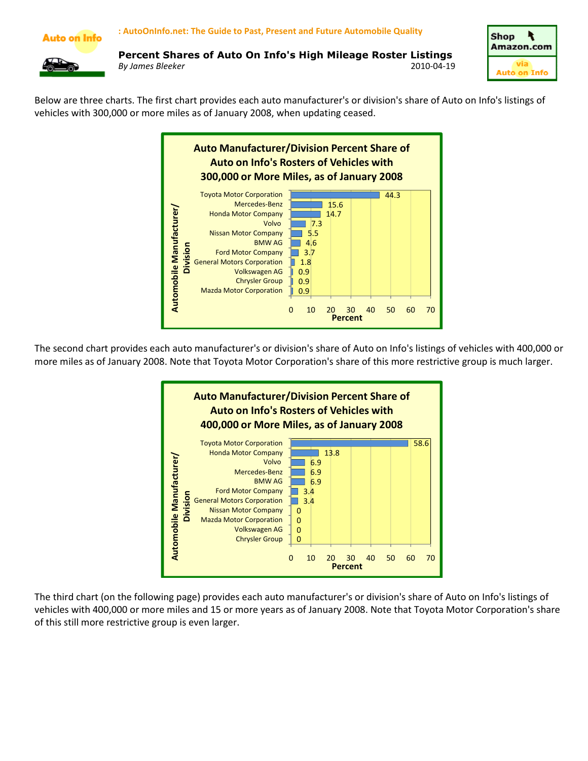: AutoOnInfo.net: The Guide to Past, Present and Future Automobile Quality

# Percent Shares of Auto On Info's High Mileage Roster Listings

*By James Bleeker*

2010-04-19

Below are three charts. The first chart provides each auto manufacturer's or division's share of Auto on Info's listings of vehicles with 300,000 or more miles as of January 2008, when updating ceased.

**Auto Manufacturer/Division Percent Share of Auto on Info's Rosters of Vehicles with 300,000 or More Miles, as of January 2008**

| Automobile Manufacturer/Division | Percent |
|---|---|
| Toyota Motor Corporation | 44.3 |
| Mercedes-Benz | 15.6 |
| Honda Motor Company | 14.7 |
| Volvo | 7.3 |
| Nissan Motor Company | 5.5 |
| BMW AG | 4.6 |
| Ford Motor Company | 3.7 |
| General Motors Corporation | 1.8 |
| Volkswagen AG | 0.9 |
| Chrysler Group | 0.9 |
| Mazda Motor Corporation | 0.9 |

The second chart provides each auto manufacturer's or division's share of Auto on Info's listings of vehicles with 400,000 or more miles as of January 2008. Note that Toyota Motor Corporation's share of this more restrictive group is much larger.

**Auto Manufacturer/Division Percent Share of Auto on Info's Rosters of Vehicles with 400,000 or More Miles, as of January 2008**

| Automobile Manufacturer/Division | Percent |
|---|---|
| Toyota Motor Corporation | 58.6 |
| Honda Motor Company | 13.8 |
| Volvo | 6.9 |
| Mercedes-Benz | 6.9 |
| BMW AG | 6.9 |
| Ford Motor Company | 3.4 |
| General Motors Corporation | 3.4 |
| Nissan Motor Company | 0 |
| Mazda Motor Corporation | 0 |
| Volkswagen AG | 0 |
| Chrysler Group | 0 |

The third chart (on the following page) provides each auto manufacturer's or division's share of Auto on Info's listings of vehicles with 400,000 or more miles and 15 or more years as of January 2008. Note that Toyota Motor Corporation's share of this still more restrictive group is even larger.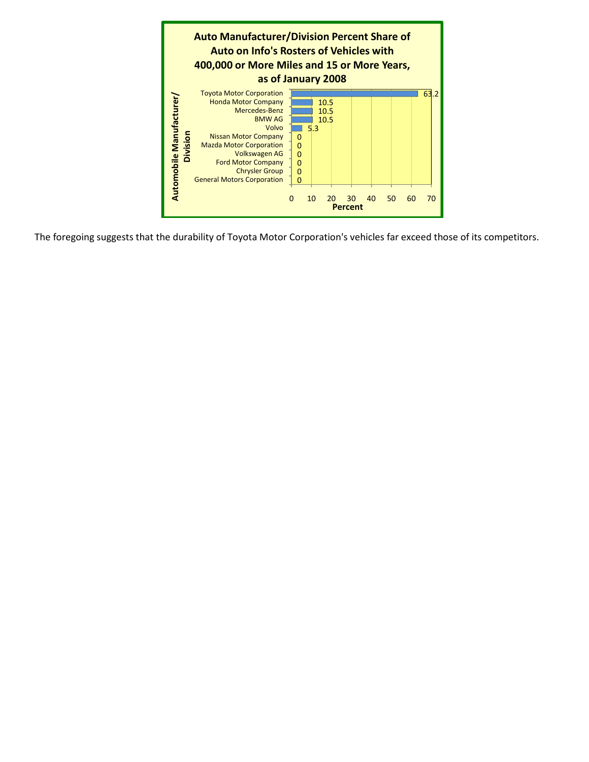**Auto Manufacturer/Division Percent Share of Auto on Info's Rosters of Vehicles with 400,000 or More Miles and 15 or More Years, as of January 2008**

Automobile Manufacturer/ Division

Toyota Motor Corporation
Honda Motor Company
Mercedes-Benz
BMW AG
Volvo
Nissan Motor Company
Mazda Motor Corporation
Volkswagen AG
Ford Motor Company
Chrysler Group
General Motors Corporation

63.2
10.5
10.5
10.5
5.3
0
0
0
0
0
0

0 10 20 30 40 50 60 70

Percent

The foregoing suggests that the durability of Toyota Motor Corporation's vehicles far exceed those of its competitors.